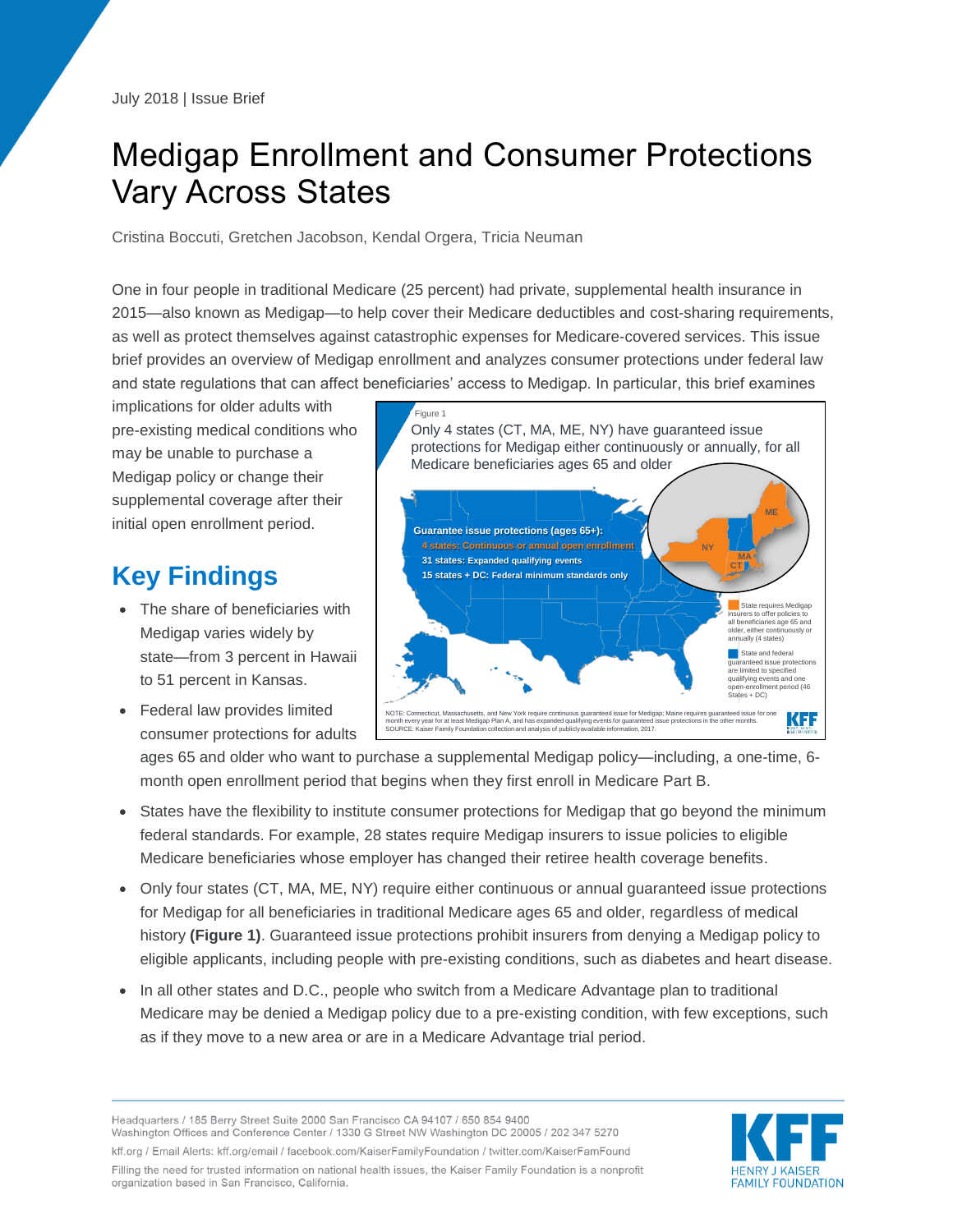July 2018 | Issue Brief

# Medigap Enrollment and Consumer Protections Vary Across States

Cristina Boccuti, Gretchen Jacobson, Kendal Orgera, Tricia Neuman

One in four people in traditional Medicare (25 percent) had private, supplemental health insurance in 2015—also known as Medigap—to help cover their Medicare deductibles and cost-sharing requirements, as well as protect themselves against catastrophic expenses for Medicare-covered services. This issue brief provides an overview of Medigap enrollment and analyzes consumer protections under federal law and state regulations that can affect beneficiaries' access to Medigap. In particular, this brief examines implications for older adults with pre-existing medical conditions who may be unable to purchase a Medigap policy or change their supplemental coverage after their initial open enrollment period.

Figure 1

Only 4 states (CT, MA, ME, NY) have guaranteed issue protections for Medigap either continuously or annually, for all Medicare beneficiaries ages 65 and older

Guarantee issue protections (ages 65+):
- 4 states: Continuous or annual open enrollment
- 31 states: Expanded qualifying events
- 15 states + DC: Federal minimum standards only

NY, MA, CT, ME

State requires Medigap insurers to offer policies to all beneficiaries age 65 and older, either continuously or annually (4 states)

State and federal guaranteed issue protections are limited to specified qualifying events and one open-enrollment period (46 States + DC)

NOTE: Connecticut, Massachusetts, and New York require continuous guaranteed issue for Medigap; Maine requires guaranteed issue for one month every year for at least Medigap Plan A, and has expanded qualifying events for guaranteed issue protections in the other months.
SOURCE: Kaiser Family Foundation collection and analysis of publicly available information, 2017.

## Key Findings

- The share of beneficiaries with Medigap varies widely by state—from 3 percent in Hawaii to 51 percent in Kansas.
- Federal law provides limited consumer protections for adults ages 65 and older who want to purchase a supplemental Medigap policy—including, a one-time, 6-month open enrollment period that begins when they first enroll in Medicare Part B.
- States have the flexibility to institute consumer protections for Medigap that go beyond the minimum federal standards. For example, 28 states require Medigap insurers to issue policies to eligible Medicare beneficiaries whose employer has changed their retiree health coverage benefits.
- Only four states (CT, MA, ME, NY) require either continuous or annual guaranteed issue protections for Medigap for all beneficiaries in traditional Medicare ages 65 and older, regardless of medical history **(Figure 1)**. Guaranteed issue protections prohibit insurers from denying a Medigap policy to eligible applicants, including people with pre-existing conditions, such as diabetes and heart disease.
- In all other states and D.C., people who switch from a Medicare Advantage plan to traditional Medicare may be denied a Medigap policy due to a pre-existing condition, with few exceptions, such as if they move to a new area or are in a Medicare Advantage trial period.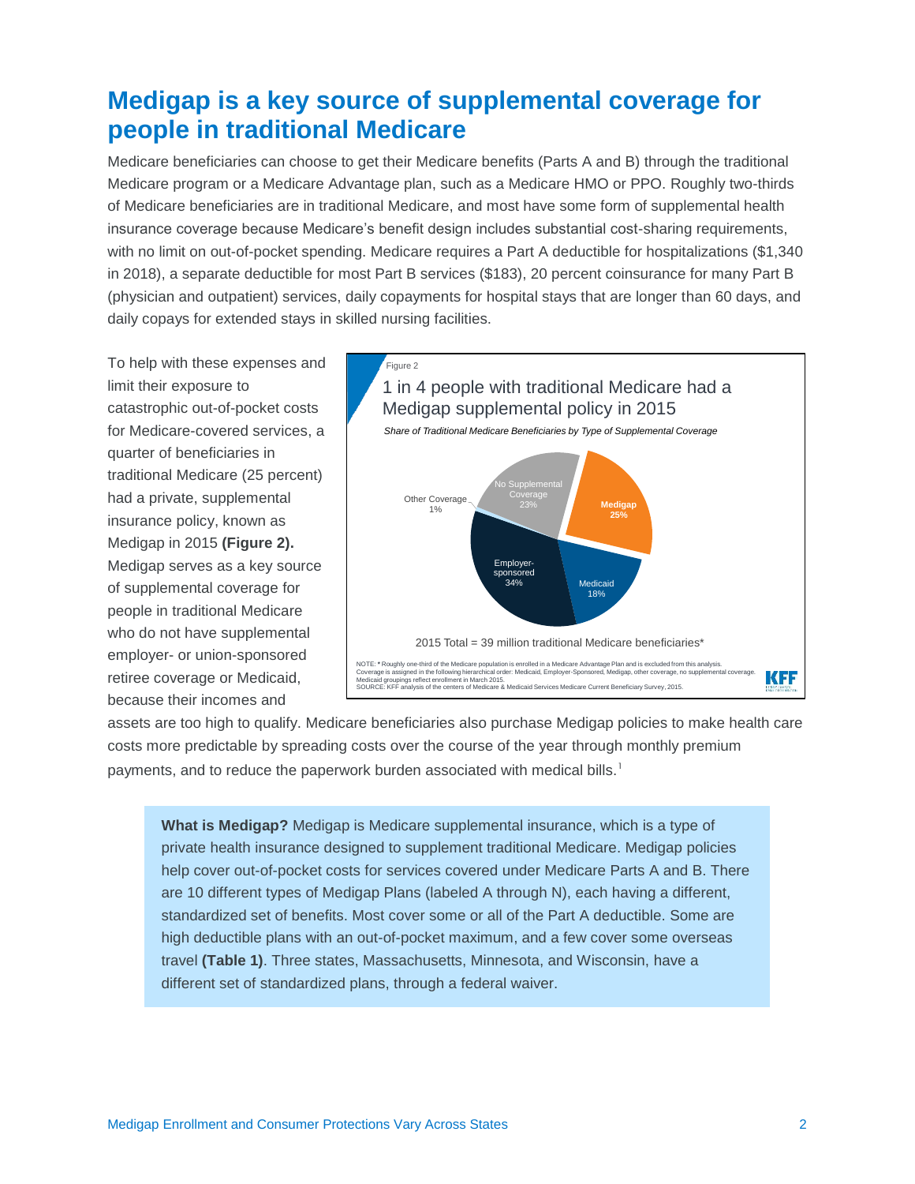# Medigap is a key source of supplemental coverage for people in traditional Medicare

Medicare beneficiaries can choose to get their Medicare benefits (Parts A and B) through the traditional Medicare program or a Medicare Advantage plan, such as a Medicare HMO or PPO. Roughly two-thirds of Medicare beneficiaries are in traditional Medicare, and most have some form of supplemental health insurance coverage because Medicare's benefit design includes substantial cost-sharing requirements, with no limit on out-of-pocket spending. Medicare requires a Part A deductible for hospitalizations ($1,340 in 2018), a separate deductible for most Part B services ($183), 20 percent coinsurance for many Part B (physician and outpatient) services, daily copayments for hospital stays that are longer than 60 days, and daily copays for extended stays in skilled nursing facilities.

To help with these expenses and limit their exposure to catastrophic out-of-pocket costs for Medicare-covered services, a quarter of beneficiaries in traditional Medicare (25 percent) had a private, supplemental insurance policy, known as Medigap in 2015 **(Figure 2).** Medigap serves as a key source of supplemental coverage for people in traditional Medicare who do not have supplemental employer- or union-sponsored retiree coverage or Medicaid, because their incomes and assets are too high to qualify. Medicare beneficiaries also purchase Medigap policies to make health care costs more predictable by spreading costs over the course of the year through monthly premium payments, and to reduce the paperwork burden associated with medical bills.[1]

Figure 2

**1 in 4 people with traditional Medicare had a Medigap supplemental policy in 2015**

*Share of Traditional Medicare Beneficiaries by Type of Supplemental Coverage*

| Type of Supplemental Coverage | Share |
|---|---|
| Medigap | 25% |
| Medicaid | 18% |
| Employer-sponsored | 34% |
| Other Coverage | 1% |
| No Supplemental Coverage | 23% |

2015 Total = 39 million traditional Medicare beneficiaries*

NOTE: * Roughly one-third of the Medicare population is enrolled in a Medicare Advantage Plan and is excluded from this analysis. Coverage is assigned in the following hierarchical order: Medicaid, Employer-Sponsored, Medigap, other coverage, no supplemental coverage. Medicaid groupings reflect enrollment in March 2015.
SOURCE: KFF analysis of the centers of Medicare & Medicaid Services Medicare Current Beneficiary Survey, 2015.

**What is Medigap?** Medigap is Medicare supplemental insurance, which is a type of private health insurance designed to supplement traditional Medicare. Medigap policies help cover out-of-pocket costs for services covered under Medicare Parts A and B. There are 10 different types of Medigap Plans (labeled A through N), each having a different, standardized set of benefits. Most cover some or all of the Part A deductible. Some are high deductible plans with an out-of-pocket maximum, and a few cover some overseas travel **(Table 1)**. Three states, Massachusetts, Minnesota, and Wisconsin, have a different set of standardized plans, through a federal waiver.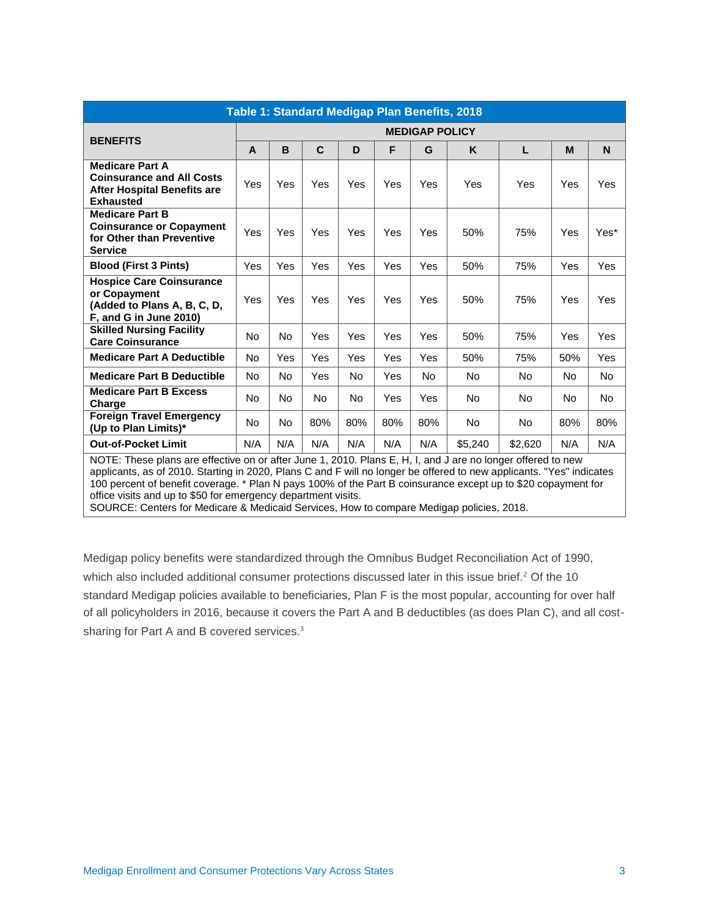**Table 1: Standard Medigap Plan Benefits, 2018**

| BENEFITS | MEDIGAP POLICY | | | | | | | | | |
|---|---|---|---|---|---|---|---|---|---|---|
| | A | B | C | D | F | G | K | L | M | N |
| Medicare Part A Coinsurance and All Costs After Hospital Benefits are Exhausted | Yes | Yes | Yes | Yes | Yes | Yes | Yes | Yes | Yes | Yes |
| Medicare Part B Coinsurance or Copayment for Other than Preventive Service | Yes | Yes | Yes | Yes | Yes | Yes | 50% | 75% | Yes | Yes* |
| Blood (First 3 Pints) | Yes | Yes | Yes | Yes | Yes | Yes | 50% | 75% | Yes | Yes |
| Hospice Care Coinsurance or Copayment (Added to Plans A, B, C, D, F, and G in June 2010) | Yes | Yes | Yes | Yes | Yes | Yes | 50% | 75% | Yes | Yes |
| Skilled Nursing Facility Care Coinsurance | No | No | Yes | Yes | Yes | Yes | 50% | 75% | Yes | Yes |
| Medicare Part A Deductible | No | Yes | Yes | Yes | Yes | Yes | 50% | 75% | 50% | Yes |
| Medicare Part B Deductible | No | No | Yes | No | Yes | No | No | No | No | No |
| Medicare Part B Excess Charge | No | No | No | No | Yes | Yes | No | No | No | No |
| Foreign Travel Emergency (Up to Plan Limits)* | No | No | 80% | 80% | 80% | 80% | No | No | 80% | 80% |
| Out-of-Pocket Limit | N/A | N/A | N/A | N/A | N/A | N/A | $5,240 | $2,620 | N/A | N/A |

NOTE: These plans are effective on or after June 1, 2010. Plans E, H, I, and J are no longer offered to new applicants, as of 2010. Starting in 2020, Plans C and F will no longer be offered to new applicants. "Yes" indicates 100 percent of benefit coverage. * Plan N pays 100% of the Part B coinsurance except up to $20 copayment for office visits and up to $50 for emergency department visits.
SOURCE: Centers for Medicare & Medicaid Services, How to compare Medigap policies, 2018.

Medigap policy benefits were standardized through the Omnibus Budget Reconciliation Act of 1990, which also included additional consumer protections discussed later in this issue brief.[2] Of the 10 standard Medigap policies available to beneficiaries, Plan F is the most popular, accounting for over half of all policyholders in 2016, because it covers the Part A and B deductibles (as does Plan C), and all cost-sharing for Part A and B covered services.[3]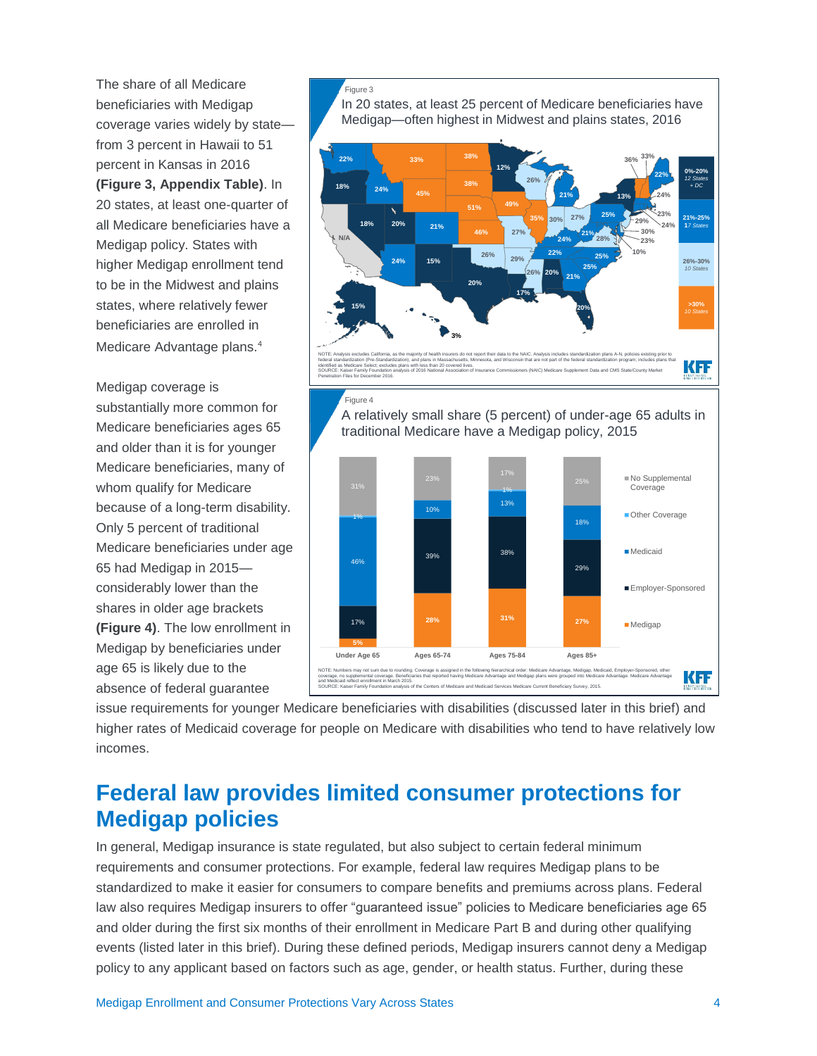The share of all Medicare beneficiaries with Medigap coverage varies widely by state—from 3 percent in Hawaii to 51 percent in Kansas in 2016 **(Figure 3, Appendix Table)**. In 20 states, at least one-quarter of all Medicare beneficiaries have a Medigap policy. States with higher Medigap enrollment tend to be in the Midwest and plains states, where relatively fewer beneficiaries are enrolled in Medicare Advantage plans.[4]

Figure 3

In 20 states, at least 25 percent of Medicare beneficiaries have Medigap—often highest in Midwest and plains states, 2016

NOTE: Analysis excludes California, as the majority of health insurers do not report their data to the NAIC. Analysis includes standardization plans A-N, policies existing prior to federal standardization (Pre-Standardization), and plans in Massachusetts, Minnesota, and Wisconsin that are not part of the federal standardization program; includes plans that identified as Medicare Select; excludes plans with less than 20 covered lives.
SOURCE: Kaiser Family Foundation analysis of 2016 National Association of Insurance Commissioners (NAIC) Medicare Supplement Data and CMS State/County Market Penetration Files for December 2016.

Medigap coverage is substantially more common for Medicare beneficiaries ages 65 and older than it is for younger Medicare beneficiaries, many of whom qualify for Medicare because of a long-term disability. Only 5 percent of traditional Medicare beneficiaries under age 65 had Medigap in 2015—considerably lower than the shares in older age brackets **(Figure 4)**. The low enrollment in Medigap by beneficiaries under age 65 is likely due to the absence of federal guarantee issue requirements for younger Medicare beneficiaries with disabilities (discussed later in this brief) and higher rates of Medicaid coverage for people on Medicare with disabilities who tend to have relatively low incomes.

Figure 4

A relatively small share (5 percent) of under-age 65 adults in traditional Medicare have a Medigap policy, 2015

| | Under Age 65 | Ages 65-74 | Ages 75-84 | Ages 85+ |
|---|---|---|---|---|
| No Supplemental Coverage | 31% | 23% | 17% | 25% |
| Other Coverage | 1% | | 1% | |
| Medicaid | 46% | 10% | 13% | 18% |
| Employer-Sponsored | 17% | 39% | 38% | 29% |
| Medigap | 5% | 28% | 31% | 27% |

NOTE: Numbers may not sum due to rounding. Coverage is assigned in the following hierarchical order: Medicare Advantage, Medigap, Medicaid, Employer-Sponsored, other coverage, no supplemental coverage. Beneficiaries that reported having Medicare Advantage and Medigap plans were grouped into Medicare Advantage. Medicare Advantage and Medicaid reflect enrollment in March 2015.
SOURCE: Kaiser Family Foundation analysis of the Centers of Medicare and Medicaid Services Medicare Current Beneficiary Survey, 2015.

## Federal law provides limited consumer protections for Medigap policies

In general, Medigap insurance is state regulated, but also subject to certain federal minimum requirements and consumer protections. For example, federal law requires Medigap plans to be standardized to make it easier for consumers to compare benefits and premiums across plans. Federal law also requires Medigap insurers to offer "guaranteed issue" policies to Medicare beneficiaries age 65 and older during the first six months of their enrollment in Medicare Part B and during other qualifying events (listed later in this brief). During these defined periods, Medigap insurers cannot deny a Medigap policy to any applicant based on factors such as age, gender, or health status. Further, during these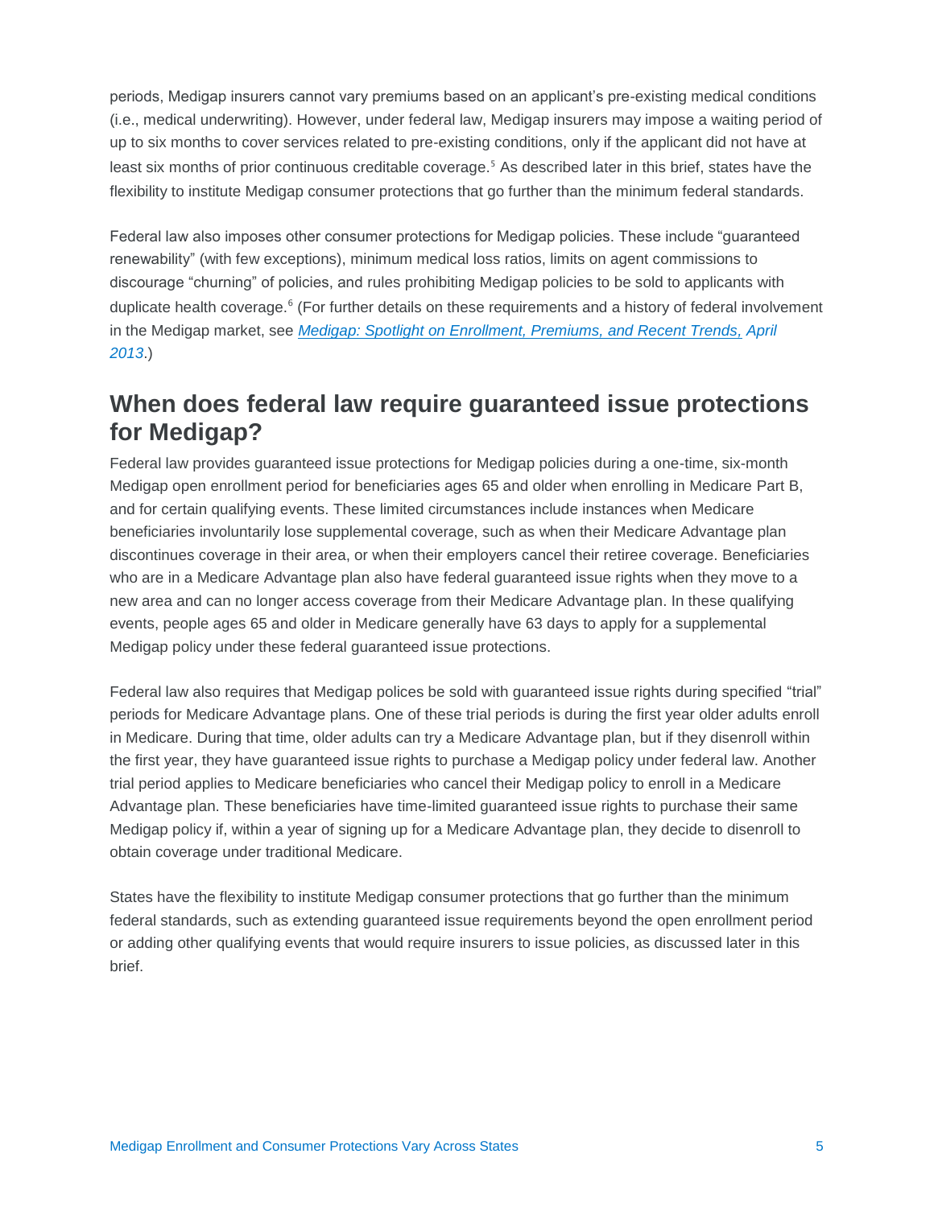periods, Medigap insurers cannot vary premiums based on an applicant's pre-existing medical conditions (i.e., medical underwriting). However, under federal law, Medigap insurers may impose a waiting period of up to six months to cover services related to pre-existing conditions, only if the applicant did not have at least six months of prior continuous creditable coverage.[5] As described later in this brief, states have the flexibility to institute Medigap consumer protections that go further than the minimum federal standards.

Federal law also imposes other consumer protections for Medigap policies. These include "guaranteed renewability" (with few exceptions), minimum medical loss ratios, limits on agent commissions to discourage "churning" of policies, and rules prohibiting Medigap policies to be sold to applicants with duplicate health coverage.[6] (For further details on these requirements and a history of federal involvement in the Medigap market, see *Medigap: Spotlight on Enrollment, Premiums, and Recent Trends, April 2013*.)

## When does federal law require guaranteed issue protections for Medigap?

Federal law provides guaranteed issue protections for Medigap policies during a one-time, six-month Medigap open enrollment period for beneficiaries ages 65 and older when enrolling in Medicare Part B, and for certain qualifying events. These limited circumstances include instances when Medicare beneficiaries involuntarily lose supplemental coverage, such as when their Medicare Advantage plan discontinues coverage in their area, or when their employers cancel their retiree coverage. Beneficiaries who are in a Medicare Advantage plan also have federal guaranteed issue rights when they move to a new area and can no longer access coverage from their Medicare Advantage plan. In these qualifying events, people ages 65 and older in Medicare generally have 63 days to apply for a supplemental Medigap policy under these federal guaranteed issue protections.

Federal law also requires that Medigap polices be sold with guaranteed issue rights during specified "trial" periods for Medicare Advantage plans. One of these trial periods is during the first year older adults enroll in Medicare. During that time, older adults can try a Medicare Advantage plan, but if they disenroll within the first year, they have guaranteed issue rights to purchase a Medigap policy under federal law. Another trial period applies to Medicare beneficiaries who cancel their Medigap policy to enroll in a Medicare Advantage plan. These beneficiaries have time-limited guaranteed issue rights to purchase their same Medigap policy if, within a year of signing up for a Medicare Advantage plan, they decide to disenroll to obtain coverage under traditional Medicare.

States have the flexibility to institute Medigap consumer protections that go further than the minimum federal standards, such as extending guaranteed issue requirements beyond the open enrollment period or adding other qualifying events that would require insurers to issue policies, as discussed later in this brief.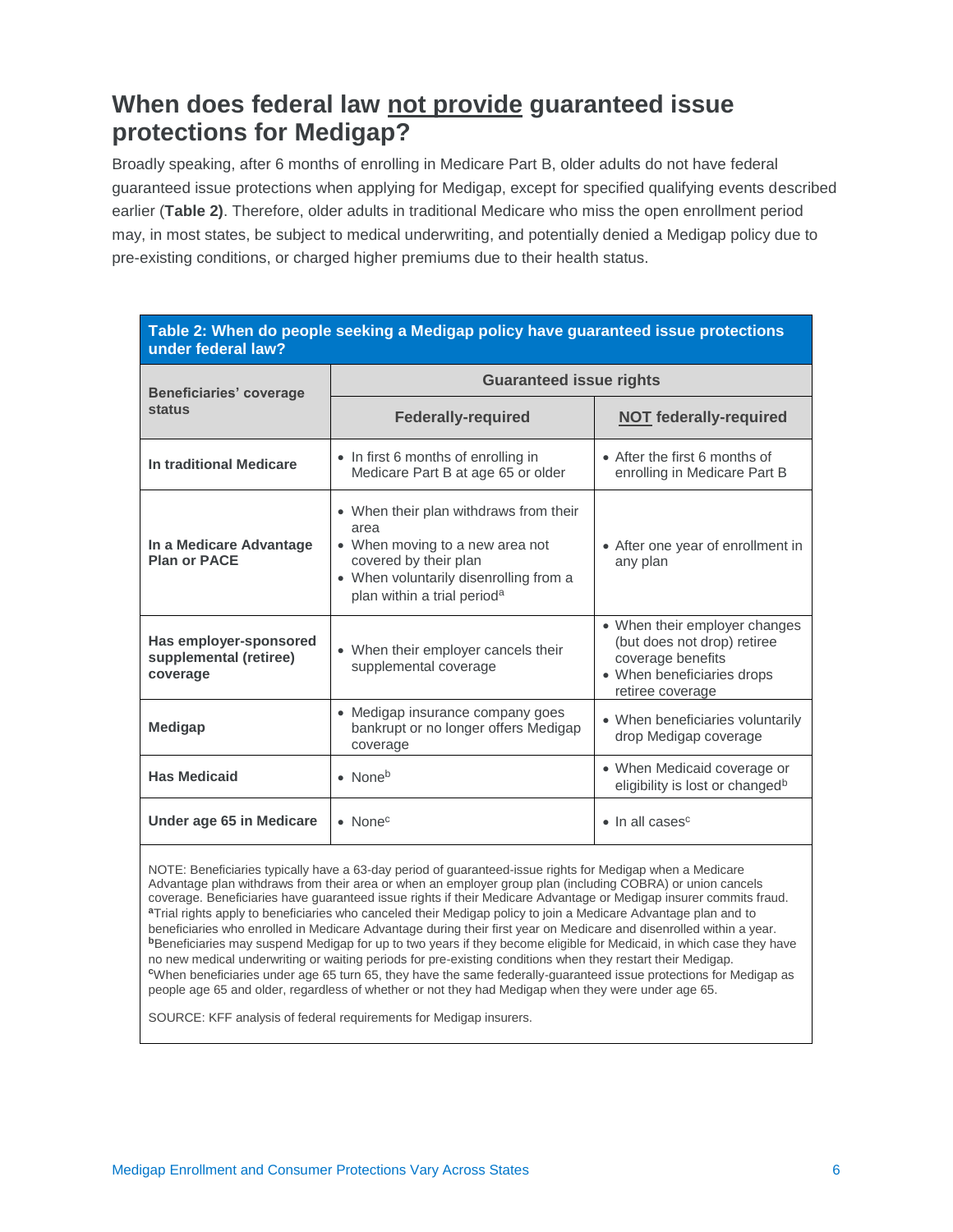## When does federal law <u>not provide</u> guaranteed issue protections for Medigap?

Broadly speaking, after 6 months of enrolling in Medicare Part B, older adults do not have federal guaranteed issue protections when applying for Medigap, except for specified qualifying events described earlier (**Table 2)**. Therefore, older adults in traditional Medicare who miss the open enrollment period may, in most states, be subject to medical underwriting, and potentially denied a Medigap policy due to pre-existing conditions, or charged higher premiums due to their health status.

**Table 2: When do people seeking a Medigap policy have guaranteed issue protections under federal law?**

| Beneficiaries' coverage status | Guaranteed issue rights | |
|---|---|---|
| | **Federally-required** | **<u>NOT</u> federally-required** |
| **In traditional Medicare** | • In first 6 months of enrolling in Medicare Part B at age 65 or older | • After the first 6 months of enrolling in Medicare Part B |
| **In a Medicare Advantage Plan or PACE** | • When their plan withdraws from their area<br>• When moving to a new area not covered by their plan<br>• When voluntarily disenrolling from a plan within a trial period[a] | • After one year of enrollment in any plan |
| **Has employer-sponsored supplemental (retiree) coverage** | • When their employer cancels their supplemental coverage | • When their employer changes (but does not drop) retiree coverage benefits<br>• When beneficiaries drops retiree coverage |
| **Medigap** | • Medigap insurance company goes bankrupt or no longer offers Medigap coverage | • When beneficiaries voluntarily drop Medigap coverage |
| **Has Medicaid** | • None[b] | • When Medicaid coverage or eligibility is lost or changed[b] |
| **Under age 65 in Medicare** | • None[c] | • In all cases[c] |

NOTE: Beneficiaries typically have a 63-day period of guaranteed-issue rights for Medigap when a Medicare Advantage plan withdraws from their area or when an employer group plan (including COBRA) or union cancels coverage. Beneficiaries have guaranteed issue rights if their Medicare Advantage or Medigap insurer commits fraud.
[a]Trial rights apply to beneficiaries who canceled their Medigap policy to join a Medicare Advantage plan and to beneficiaries who enrolled in Medicare Advantage during their first year on Medicare and disenrolled within a year.
[b]Beneficiaries may suspend Medigap for up to two years if they become eligible for Medicaid, in which case they have no new medical underwriting or waiting periods for pre-existing conditions when they restart their Medigap.
[c]When beneficiaries under age 65 turn 65, they have the same federally-guaranteed issue protections for Medigap as people age 65 and older, regardless of whether or not they had Medigap when they were under age 65.

SOURCE: KFF analysis of federal requirements for Medigap insurers.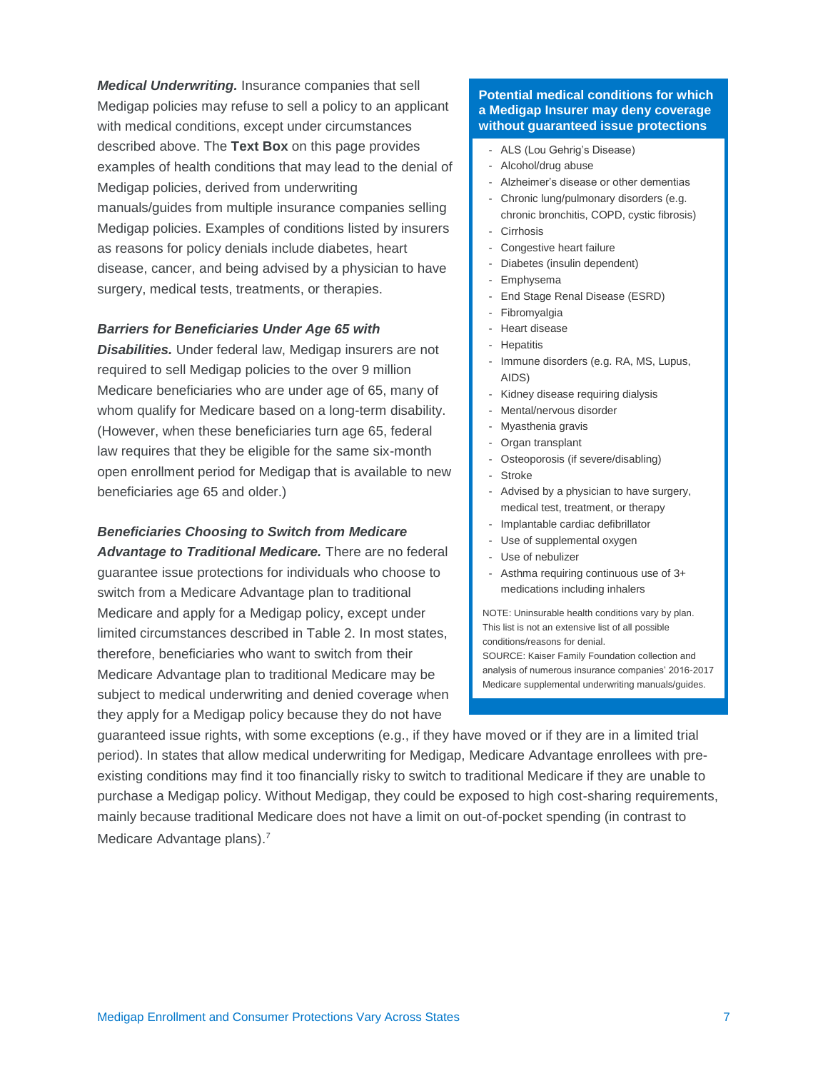***Medical Underwriting.*** Insurance companies that sell Medigap policies may refuse to sell a policy to an applicant with medical conditions, except under circumstances described above. The **Text Box** on this page provides examples of health conditions that may lead to the denial of Medigap policies, derived from underwriting manuals/guides from multiple insurance companies selling Medigap policies. Examples of conditions listed by insurers as reasons for policy denials include diabetes, heart disease, cancer, and being advised by a physician to have surgery, medical tests, treatments, or therapies.

***Barriers for Beneficiaries Under Age 65 with Disabilities.*** Under federal law, Medigap insurers are not required to sell Medigap policies to the over 9 million Medicare beneficiaries who are under age of 65, many of whom qualify for Medicare based on a long-term disability. (However, when these beneficiaries turn age 65, federal law requires that they be eligible for the same six-month open enrollment period for Medigap that is available to new beneficiaries age 65 and older.)

***Beneficiaries Choosing to Switch from Medicare Advantage to Traditional Medicare.*** There are no federal guarantee issue protections for individuals who choose to switch from a Medicare Advantage plan to traditional Medicare and apply for a Medigap policy, except under limited circumstances described in Table 2. In most states, therefore, beneficiaries who want to switch from their Medicare Advantage plan to traditional Medicare may be subject to medical underwriting and denied coverage when they apply for a Medigap policy because they do not have guaranteed issue rights, with some exceptions (e.g., if they have moved or if they are in a limited trial period). In states that allow medical underwriting for Medigap, Medicare Advantage enrollees with pre-existing conditions may find it too financially risky to switch to traditional Medicare if they are unable to purchase a Medigap policy. Without Medigap, they could be exposed to high cost-sharing requirements, mainly because traditional Medicare does not have a limit on out-of-pocket spending (in contrast to Medicare Advantage plans).[7]

**Potential medical conditions for which a Medigap Insurer may deny coverage without guaranteed issue protections**

- ALS (Lou Gehrig's Disease)
- Alcohol/drug abuse
- Alzheimer's disease or other dementias
- Chronic lung/pulmonary disorders (e.g. chronic bronchitis, COPD, cystic fibrosis)
- Cirrhosis
- Congestive heart failure
- Diabetes (insulin dependent)
- Emphysema
- End Stage Renal Disease (ESRD)
- Fibromyalgia
- Heart disease
- Hepatitis
- Immune disorders (e.g. RA, MS, Lupus, AIDS)
- Kidney disease requiring dialysis
- Mental/nervous disorder
- Myasthenia gravis
- Organ transplant
- Osteoporosis (if severe/disabling)
- Stroke
- Advised by a physician to have surgery, medical test, treatment, or therapy
- Implantable cardiac defibrillator
- Use of supplemental oxygen
- Use of nebulizer
- Asthma requiring continuous use of 3+ medications including inhalers

NOTE: Uninsurable health conditions vary by plan. This list is not an extensive list of all possible conditions/reasons for denial.
SOURCE: Kaiser Family Foundation collection and analysis of numerous insurance companies' 2016-2017 Medicare supplemental underwriting manuals/guides.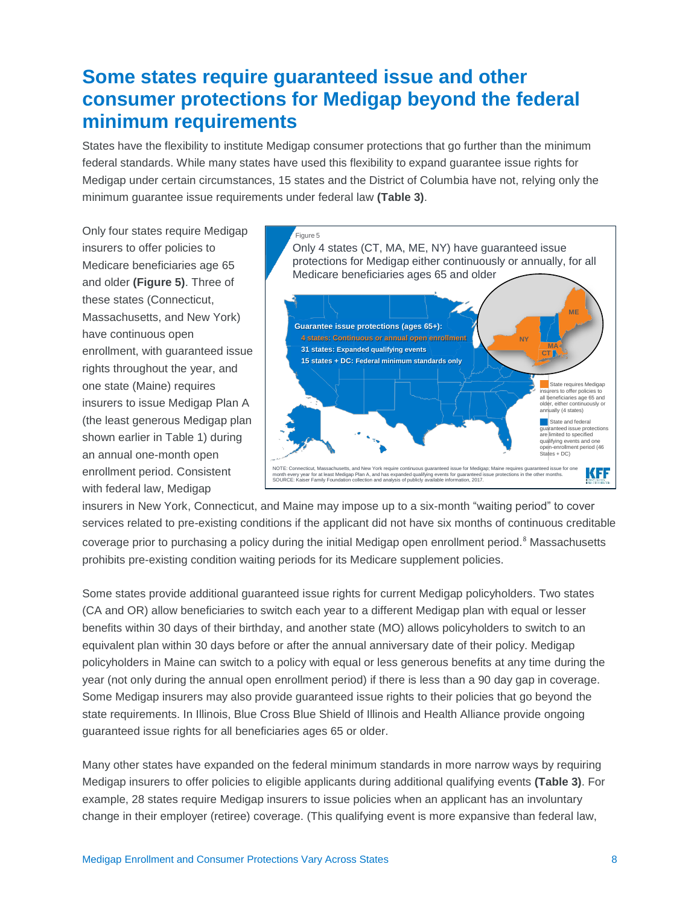# Some states require guaranteed issue and other consumer protections for Medigap beyond the federal minimum requirements

States have the flexibility to institute Medigap consumer protections that go further than the minimum federal standards. While many states have used this flexibility to expand guarantee issue rights for Medigap under certain circumstances, 15 states and the District of Columbia have not, relying only the minimum guarantee issue requirements under federal law **(Table 3)**.

Only four states require Medigap insurers to offer policies to Medicare beneficiaries age 65 and older **(Figure 5)**. Three of these states (Connecticut, Massachusetts, and New York) have continuous open enrollment, with guaranteed issue rights throughout the year, and one state (Maine) requires insurers to issue Medigap Plan A (the least generous Medigap plan shown earlier in Table 1) during an annual one-month open enrollment period. Consistent with federal law, Medigap insurers in New York, Connecticut, and Maine may impose up to a six-month "waiting period" to cover services related to pre-existing conditions if the applicant did not have six months of continuous creditable coverage prior to purchasing a policy during the initial Medigap open enrollment period.[8] Massachusetts prohibits pre-existing condition waiting periods for its Medicare supplement policies.

Figure 5

Only 4 states (CT, MA, ME, NY) have guaranteed issue protections for Medigap either continuously or annually, for all Medicare beneficiaries ages 65 and older

Guarantee issue protections (ages 65+):
- 4 states: Continuous or annual open enrollment
- 31 states: Expanded qualifying events
- 15 states + DC: Federal minimum standards only

State requires Medigap insurers to offer policies to all beneficiaries age 65 and older, either continuously or annually (4 states)

State and federal guaranteed issue protections are limited to specified qualifying events and one open-enrollment period (46 States + DC)

NOTE: Connecticut, Massachusetts, and New York require continuous guaranteed issue for Medigap; Maine requires guaranteed issue for one month every year for at least Medigap Plan A, and has expanded qualifying events for guaranteed issue protections in the other months.
SOURCE: Kaiser Family Foundation collection and analysis of publicly available information, 2017.

Some states provide additional guaranteed issue rights for current Medigap policyholders. Two states (CA and OR) allow beneficiaries to switch each year to a different Medigap plan with equal or lesser benefits within 30 days of their birthday, and another state (MO) allows policyholders to switch to an equivalent plan within 30 days before or after the annual anniversary date of their policy. Medigap policyholders in Maine can switch to a policy with equal or less generous benefits at any time during the year (not only during the annual open enrollment period) if there is less than a 90 day gap in coverage. Some Medigap insurers may also provide guaranteed issue rights to their policies that go beyond the state requirements. In Illinois, Blue Cross Blue Shield of Illinois and Health Alliance provide ongoing guaranteed issue rights for all beneficiaries ages 65 or older.

Many other states have expanded on the federal minimum standards in more narrow ways by requiring Medigap insurers to offer policies to eligible applicants during additional qualifying events **(Table 3)**. For example, 28 states require Medigap insurers to issue policies when an applicant has an involuntary change in their employer (retiree) coverage. (This qualifying event is more expansive than federal law,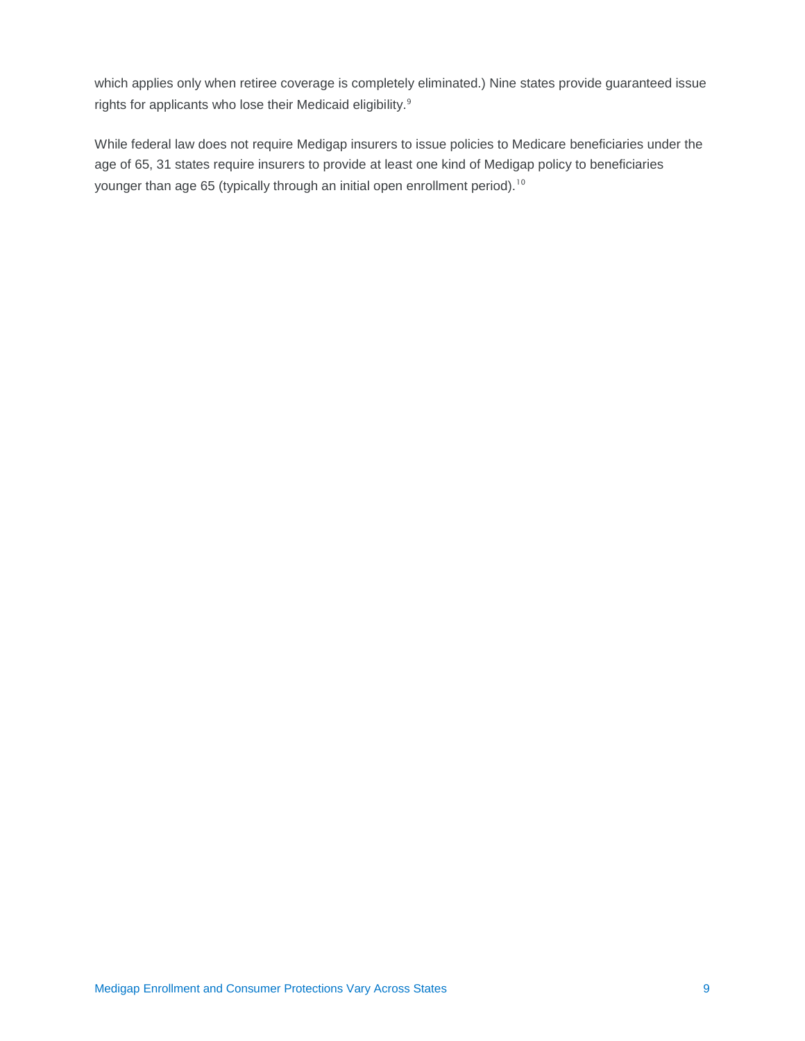which applies only when retiree coverage is completely eliminated.) Nine states provide guaranteed issue rights for applicants who lose their Medicaid eligibility.[9]

While federal law does not require Medigap insurers to issue policies to Medicare beneficiaries under the age of 65, 31 states require insurers to provide at least one kind of Medigap policy to beneficiaries younger than age 65 (typically through an initial open enrollment period).[10]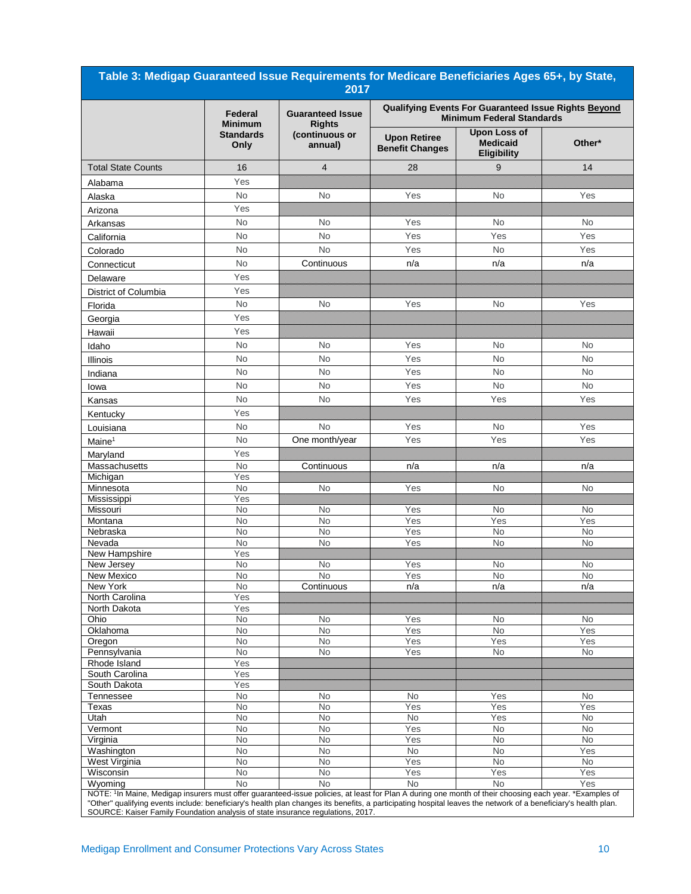**Table 3: Medigap Guaranteed Issue Requirements for Medicare Beneficiaries Ages 65+, by State, 2017**

| | Federal Minimum Standards Only | Guaranteed Issue Rights (continuous or annual) | Qualifying Events For Guaranteed Issue Rights Beyond Minimum Federal Standards | | |
|---|---|---|---|---|---|
| | | | Upon Retiree Benefit Changes | Upon Loss of Medicaid Eligibility | Other* |
| Total State Counts | 16 | 4 | 28 | 9 | 14 |
| Alabama | Yes | | | | |
| Alaska | No | No | Yes | No | Yes |
| Arizona | Yes | | | | |
| Arkansas | No | No | Yes | No | No |
| California | No | No | Yes | Yes | Yes |
| Colorado | No | No | Yes | No | Yes |
| Connecticut | No | Continuous | n/a | n/a | n/a |
| Delaware | Yes | | | | |
| District of Columbia | Yes | | | | |
| Florida | No | No | Yes | No | Yes |
| Georgia | Yes | | | | |
| Hawaii | Yes | | | | |
| Idaho | No | No | Yes | No | No |
| Illinois | No | No | Yes | No | No |
| Indiana | No | No | Yes | No | No |
| Iowa | No | No | Yes | No | No |
| Kansas | No | No | Yes | Yes | Yes |
| Kentucky | Yes | | | | |
| Louisiana | No | No | Yes | No | Yes |
| Maine[1] | No | One month/year | Yes | Yes | Yes |
| Maryland | Yes | | | | |
| Massachusetts | No | Continuous | n/a | n/a | n/a |
| Michigan | Yes | | | | |
| Minnesota | No | No | Yes | No | No |
| Mississippi | Yes | | | | |
| Missouri | No | No | Yes | No | No |
| Montana | No | No | Yes | Yes | Yes |
| Nebraska | No | No | Yes | No | No |
| Nevada | No | No | Yes | No | No |
| New Hampshire | Yes | | | | |
| New Jersey | No | No | Yes | No | No |
| New Mexico | No | No | Yes | No | No |
| New York | No | Continuous | n/a | n/a | n/a |
| North Carolina | Yes | | | | |
| North Dakota | Yes | | | | |
| Ohio | No | No | Yes | No | No |
| Oklahoma | No | No | Yes | No | Yes |
| Oregon | No | No | Yes | Yes | Yes |
| Pennsylvania | No | No | Yes | No | No |
| Rhode Island | Yes | | | | |
| South Carolina | Yes | | | | |
| South Dakota | Yes | | | | |
| Tennessee | No | No | No | Yes | No |
| Texas | No | No | Yes | Yes | Yes |
| Utah | No | No | No | Yes | No |
| Vermont | No | No | Yes | No | No |
| Virginia | No | No | Yes | No | No |
| Washington | No | No | No | No | Yes |
| West Virginia | No | No | Yes | No | No |
| Wisconsin | No | No | Yes | Yes | Yes |
| Wyoming | No | No | No | No | Yes |

NOTE: [1]In Maine, Medigap insurers must offer guaranteed-issue policies, at least for Plan A during one month of their choosing each year. *Examples of "Other" qualifying events include: beneficiary's health plan changes its benefits, a participating hospital leaves the network of a beneficiary's health plan.
SOURCE: Kaiser Family Foundation analysis of state insurance regulations, 2017.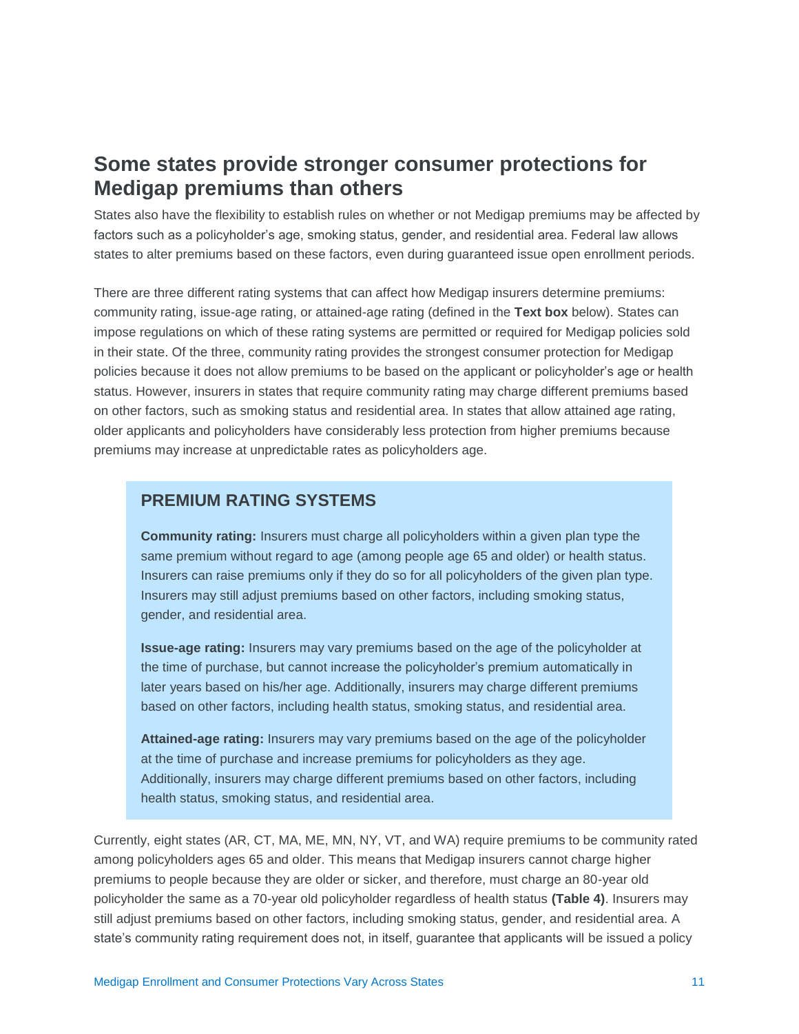## Some states provide stronger consumer protections for Medigap premiums than others

States also have the flexibility to establish rules on whether or not Medigap premiums may be affected by factors such as a policyholder's age, smoking status, gender, and residential area. Federal law allows states to alter premiums based on these factors, even during guaranteed issue open enrollment periods.

There are three different rating systems that can affect how Medigap insurers determine premiums: community rating, issue-age rating, or attained-age rating (defined in the **Text box** below). States can impose regulations on which of these rating systems are permitted or required for Medigap policies sold in their state. Of the three, community rating provides the strongest consumer protection for Medigap policies because it does not allow premiums to be based on the applicant or policyholder's age or health status. However, insurers in states that require community rating may charge different premiums based on other factors, such as smoking status and residential area. In states that allow attained age rating, older applicants and policyholders have considerably less protection from higher premiums because premiums may increase at unpredictable rates as policyholders age.

### PREMIUM RATING SYSTEMS

**Community rating:** Insurers must charge all policyholders within a given plan type the same premium without regard to age (among people age 65 and older) or health status. Insurers can raise premiums only if they do so for all policyholders of the given plan type. Insurers may still adjust premiums based on other factors, including smoking status, gender, and residential area.

**Issue-age rating:** Insurers may vary premiums based on the age of the policyholder at the time of purchase, but cannot increase the policyholder's premium automatically in later years based on his/her age. Additionally, insurers may charge different premiums based on other factors, including health status, smoking status, and residential area.

**Attained-age rating:** Insurers may vary premiums based on the age of the policyholder at the time of purchase and increase premiums for policyholders as they age. Additionally, insurers may charge different premiums based on other factors, including health status, smoking status, and residential area.

Currently, eight states (AR, CT, MA, ME, MN, NY, VT, and WA) require premiums to be community rated among policyholders ages 65 and older. This means that Medigap insurers cannot charge higher premiums to people because they are older or sicker, and therefore, must charge an 80-year old policyholder the same as a 70-year old policyholder regardless of health status **(Table 4)**. Insurers may still adjust premiums based on other factors, including smoking status, gender, and residential area. A state's community rating requirement does not, in itself, guarantee that applicants will be issued a policy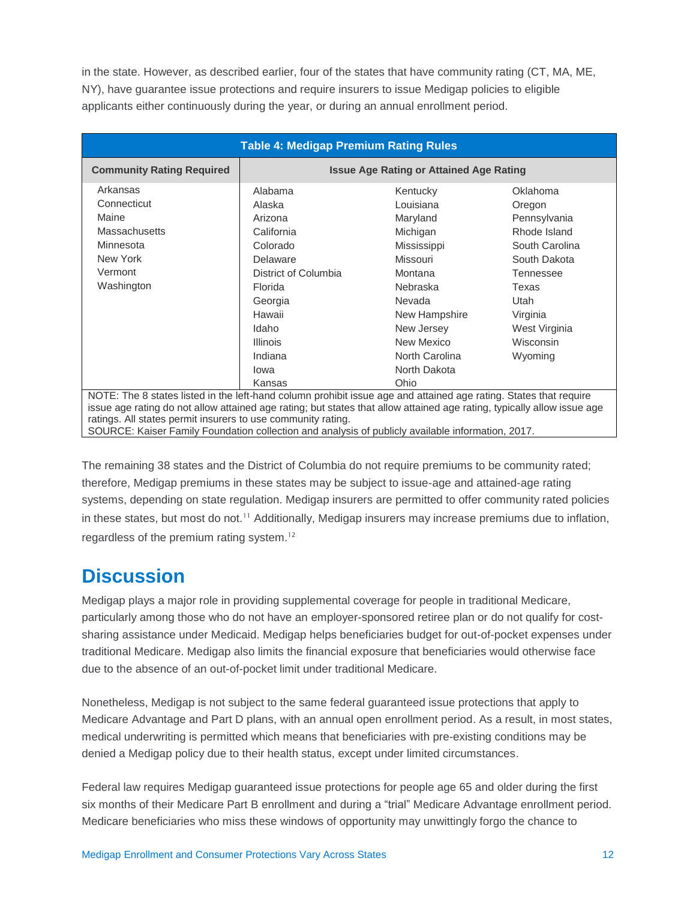in the state. However, as described earlier, four of the states that have community rating (CT, MA, ME, NY), have guarantee issue protections and require insurers to issue Medigap policies to eligible applicants either continuously during the year, or during an annual enrollment period.

**Table 4: Medigap Premium Rating Rules**

| Community Rating Required | Issue Age Rating or Attained Age Rating | | |
|---|---|---|---|
| Arkansas | Alabama | Kentucky | Oklahoma |
| Connecticut | Alaska | Louisiana | Oregon |
| Maine | Arizona | Maryland | Pennsylvania |
| Massachusetts | California | Michigan | Rhode Island |
| Minnesota | Colorado | Mississippi | South Carolina |
| New York | Delaware | Missouri | South Dakota |
| Vermont | District of Columbia | Montana | Tennessee |
| Washington | Florida | Nebraska | Texas |
| | Georgia | Nevada | Utah |
| | Hawaii | New Hampshire | Virginia |
| | Idaho | New Jersey | West Virginia |
| | Illinois | New Mexico | Wisconsin |
| | Indiana | North Carolina | Wyoming |
| | Iowa | North Dakota | |
| | Kansas | Ohio | |

NOTE: The 8 states listed in the left-hand column prohibit issue age and attained age rating. States that require issue age rating do not allow attained age rating; but states that allow attained age rating, typically allow issue age ratings. All states permit insurers to use community rating.
SOURCE: Kaiser Family Foundation collection and analysis of publicly available information, 2017.

The remaining 38 states and the District of Columbia do not require premiums to be community rated; therefore, Medigap premiums in these states may be subject to issue-age and attained-age rating systems, depending on state regulation. Medigap insurers are permitted to offer community rated policies in these states, but most do not.[11] Additionally, Medigap insurers may increase premiums due to inflation, regardless of the premium rating system.[12]

# Discussion

Medigap plays a major role in providing supplemental coverage for people in traditional Medicare, particularly among those who do not have an employer-sponsored retiree plan or do not qualify for cost-sharing assistance under Medicaid. Medigap helps beneficiaries budget for out-of-pocket expenses under traditional Medicare. Medigap also limits the financial exposure that beneficiaries would otherwise face due to the absence of an out-of-pocket limit under traditional Medicare.

Nonetheless, Medigap is not subject to the same federal guaranteed issue protections that apply to Medicare Advantage and Part D plans, with an annual open enrollment period. As a result, in most states, medical underwriting is permitted which means that beneficiaries with pre-existing conditions may be denied a Medigap policy due to their health status, except under limited circumstances.

Federal law requires Medigap guaranteed issue protections for people age 65 and older during the first six months of their Medicare Part B enrollment and during a "trial" Medicare Advantage enrollment period. Medicare beneficiaries who miss these windows of opportunity may unwittingly forgo the chance to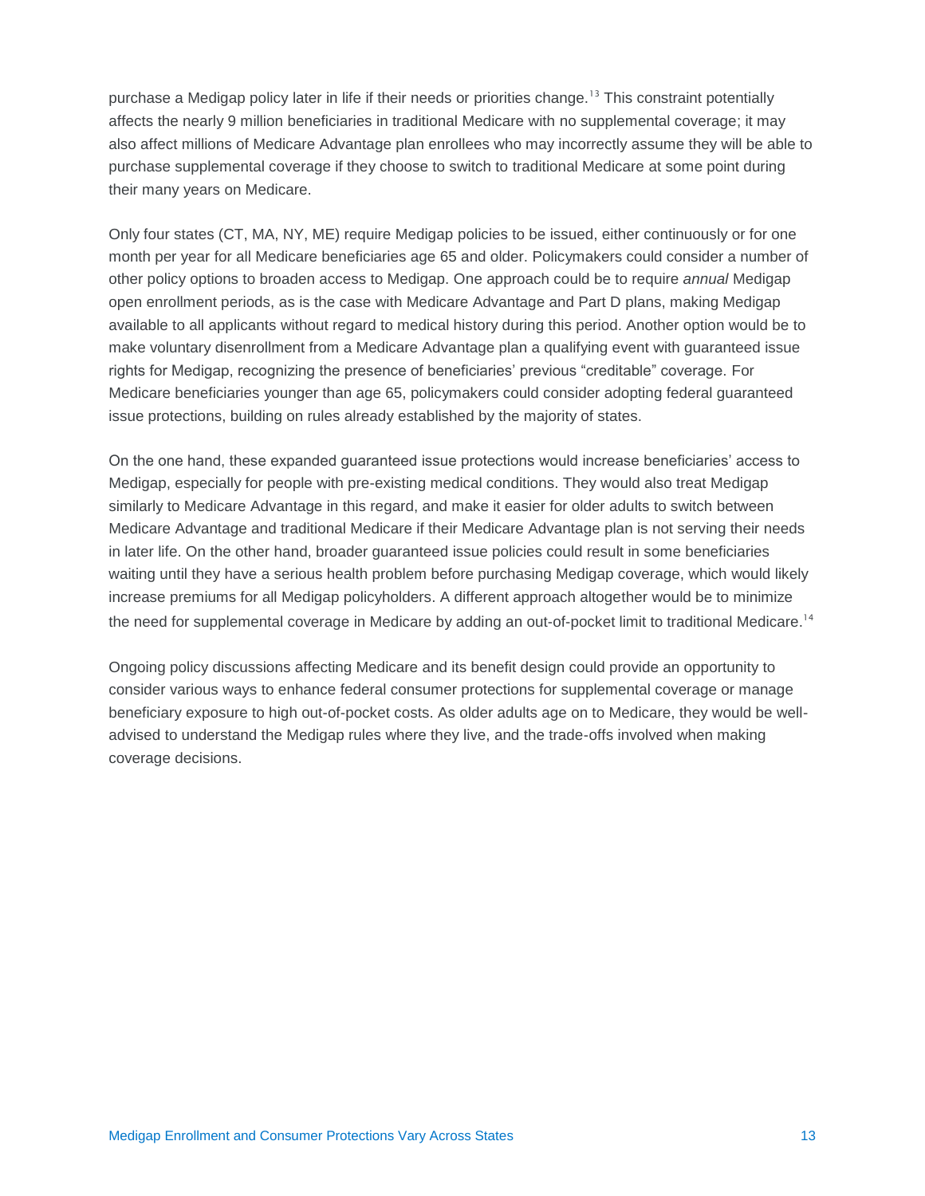purchase a Medigap policy later in life if their needs or priorities change.[13] This constraint potentially affects the nearly 9 million beneficiaries in traditional Medicare with no supplemental coverage; it may also affect millions of Medicare Advantage plan enrollees who may incorrectly assume they will be able to purchase supplemental coverage if they choose to switch to traditional Medicare at some point during their many years on Medicare.

Only four states (CT, MA, NY, ME) require Medigap policies to be issued, either continuously or for one month per year for all Medicare beneficiaries age 65 and older. Policymakers could consider a number of other policy options to broaden access to Medigap. One approach could be to require *annual* Medigap open enrollment periods, as is the case with Medicare Advantage and Part D plans, making Medigap available to all applicants without regard to medical history during this period. Another option would be to make voluntary disenrollment from a Medicare Advantage plan a qualifying event with guaranteed issue rights for Medigap, recognizing the presence of beneficiaries' previous "creditable" coverage. For Medicare beneficiaries younger than age 65, policymakers could consider adopting federal guaranteed issue protections, building on rules already established by the majority of states.

On the one hand, these expanded guaranteed issue protections would increase beneficiaries' access to Medigap, especially for people with pre-existing medical conditions. They would also treat Medigap similarly to Medicare Advantage in this regard, and make it easier for older adults to switch between Medicare Advantage and traditional Medicare if their Medicare Advantage plan is not serving their needs in later life. On the other hand, broader guaranteed issue policies could result in some beneficiaries waiting until they have a serious health problem before purchasing Medigap coverage, which would likely increase premiums for all Medigap policyholders. A different approach altogether would be to minimize the need for supplemental coverage in Medicare by adding an out-of-pocket limit to traditional Medicare.[14]

Ongoing policy discussions affecting Medicare and its benefit design could provide an opportunity to consider various ways to enhance federal consumer protections for supplemental coverage or manage beneficiary exposure to high out-of-pocket costs. As older adults age on to Medicare, they would be well-advised to understand the Medigap rules where they live, and the trade-offs involved when making coverage decisions.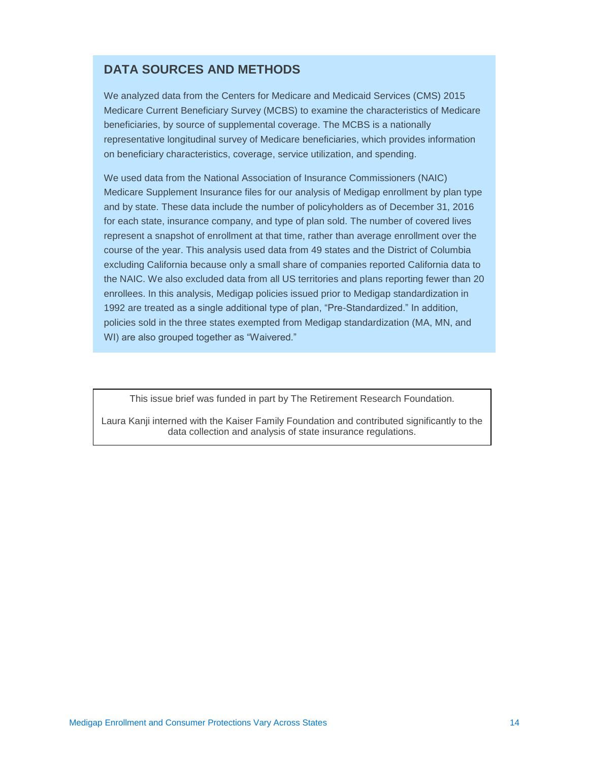## DATA SOURCES AND METHODS

We analyzed data from the Centers for Medicare and Medicaid Services (CMS) 2015 Medicare Current Beneficiary Survey (MCBS) to examine the characteristics of Medicare beneficiaries, by source of supplemental coverage. The MCBS is a nationally representative longitudinal survey of Medicare beneficiaries, which provides information on beneficiary characteristics, coverage, service utilization, and spending.

We used data from the National Association of Insurance Commissioners (NAIC) Medicare Supplement Insurance files for our analysis of Medigap enrollment by plan type and by state. These data include the number of policyholders as of December 31, 2016 for each state, insurance company, and type of plan sold. The number of covered lives represent a snapshot of enrollment at that time, rather than average enrollment over the course of the year. This analysis used data from 49 states and the District of Columbia excluding California because only a small share of companies reported California data to the NAIC. We also excluded data from all US territories and plans reporting fewer than 20 enrollees. In this analysis, Medigap policies issued prior to Medigap standardization in 1992 are treated as a single additional type of plan, "Pre-Standardized." In addition, policies sold in the three states exempted from Medigap standardization (MA, MN, and WI) are also grouped together as "Waivered."

This issue brief was funded in part by The Retirement Research Foundation.

Laura Kanji interned with the Kaiser Family Foundation and contributed significantly to the data collection and analysis of state insurance regulations.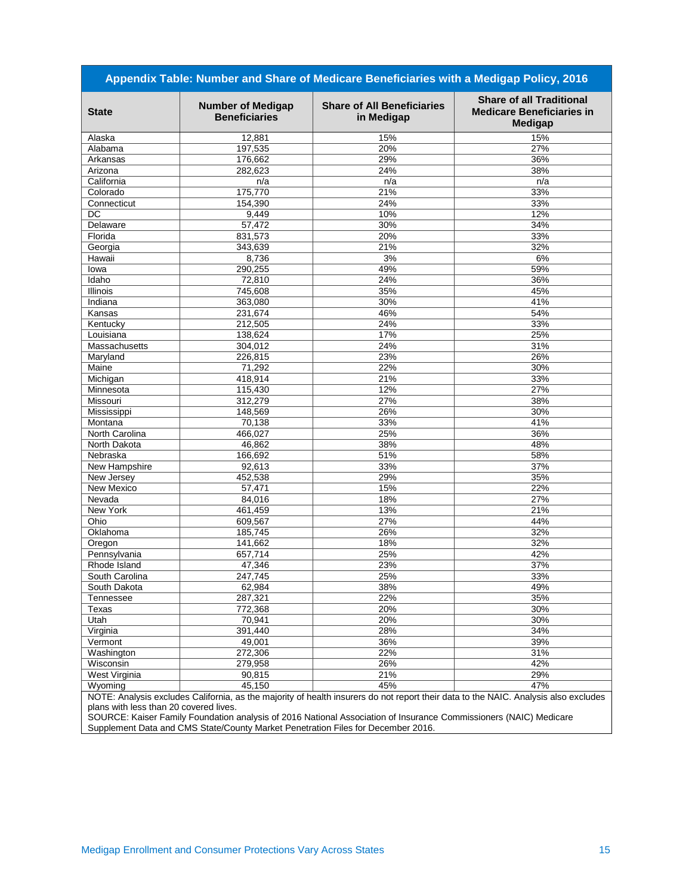**Appendix Table: Number and Share of Medicare Beneficiaries with a Medigap Policy, 2016**

| State | Number of Medigap Beneficiaries | Share of All Beneficiaries in Medigap | Share of all Traditional Medicare Beneficiaries in Medigap |
|---|---|---|---|
| Alaska | 12,881 | 15% | 15% |
| Alabama | 197,535 | 20% | 27% |
| Arkansas | 176,662 | 29% | 36% |
| Arizona | 282,623 | 24% | 38% |
| California | n/a | n/a | n/a |
| Colorado | 175,770 | 21% | 33% |
| Connecticut | 154,390 | 24% | 33% |
| DC | 9,449 | 10% | 12% |
| Delaware | 57,472 | 30% | 34% |
| Florida | 831,573 | 20% | 33% |
| Georgia | 343,639 | 21% | 32% |
| Hawaii | 8,736 | 3% | 6% |
| Iowa | 290,255 | 49% | 59% |
| Idaho | 72,810 | 24% | 36% |
| Illinois | 745,608 | 35% | 45% |
| Indiana | 363,080 | 30% | 41% |
| Kansas | 231,674 | 46% | 54% |
| Kentucky | 212,505 | 24% | 33% |
| Louisiana | 138,624 | 17% | 25% |
| Massachusetts | 304,012 | 24% | 31% |
| Maryland | 226,815 | 23% | 26% |
| Maine | 71,292 | 22% | 30% |
| Michigan | 418,914 | 21% | 33% |
| Minnesota | 115,430 | 12% | 27% |
| Missouri | 312,279 | 27% | 38% |
| Mississippi | 148,569 | 26% | 30% |
| Montana | 70,138 | 33% | 41% |
| North Carolina | 466,027 | 25% | 36% |
| North Dakota | 46,862 | 38% | 48% |
| Nebraska | 166,692 | 51% | 58% |
| New Hampshire | 92,613 | 33% | 37% |
| New Jersey | 452,538 | 29% | 35% |
| New Mexico | 57,471 | 15% | 22% |
| Nevada | 84,016 | 18% | 27% |
| New York | 461,459 | 13% | 21% |
| Ohio | 609,567 | 27% | 44% |
| Oklahoma | 185,745 | 26% | 32% |
| Oregon | 141,662 | 18% | 32% |
| Pennsylvania | 657,714 | 25% | 42% |
| Rhode Island | 47,346 | 23% | 37% |
| South Carolina | 247,745 | 25% | 33% |
| South Dakota | 62,984 | 38% | 49% |
| Tennessee | 287,321 | 22% | 35% |
| Texas | 772,368 | 20% | 30% |
| Utah | 70,941 | 20% | 30% |
| Virginia | 391,440 | 28% | 34% |
| Vermont | 49,001 | 36% | 39% |
| Washington | 272,306 | 22% | 31% |
| Wisconsin | 279,958 | 26% | 42% |
| West Virginia | 90,815 | 21% | 29% |
| Wyoming | 45,150 | 45% | 47% |

NOTE: Analysis excludes California, as the majority of health insurers do not report their data to the NAIC. Analysis also excludes plans with less than 20 covered lives.

SOURCE: Kaiser Family Foundation analysis of 2016 National Association of Insurance Commissioners (NAIC) Medicare Supplement Data and CMS State/County Market Penetration Files for December 2016.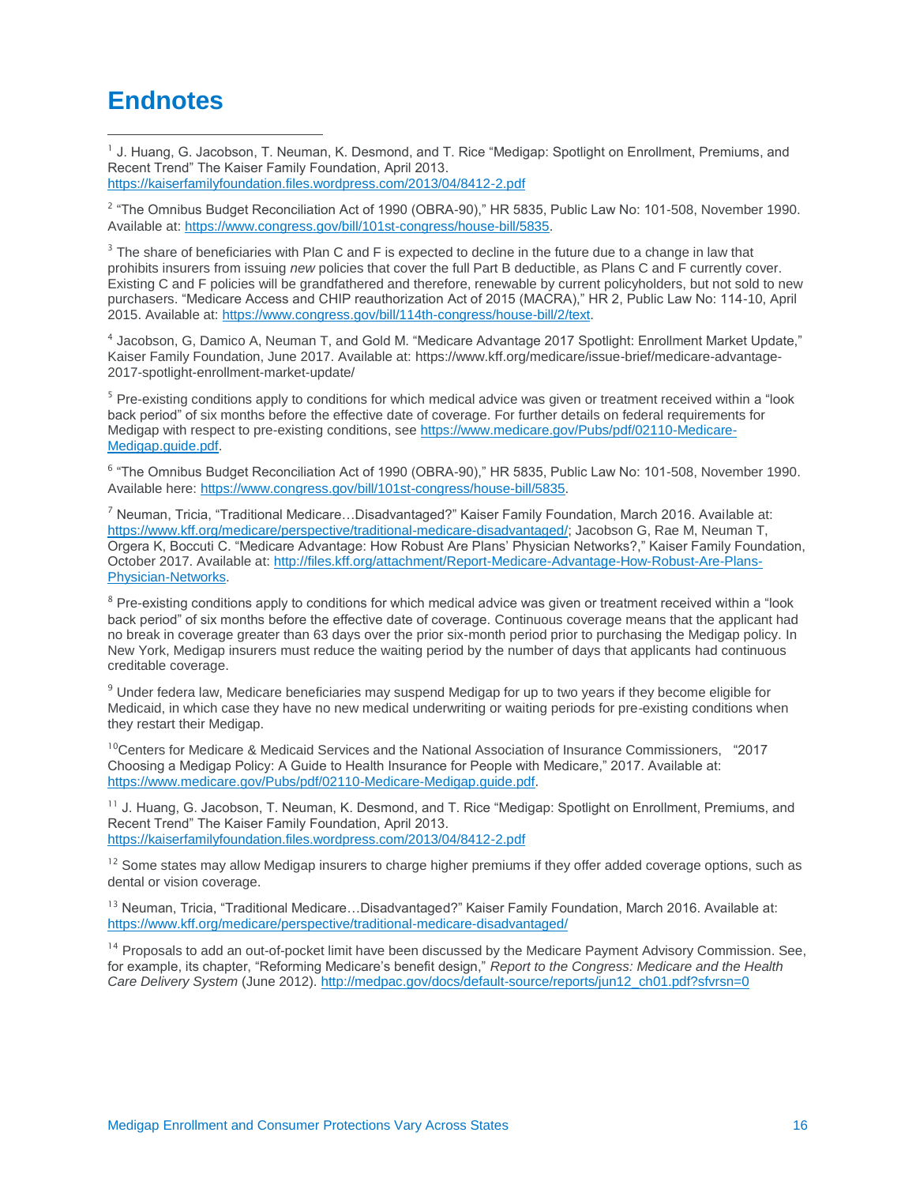# Endnotes

[1] J. Huang, G. Jacobson, T. Neuman, K. Desmond, and T. Rice "Medigap: Spotlight on Enrollment, Premiums, and Recent Trend" The Kaiser Family Foundation, April 2013. https://kaiserfamilyfoundation.files.wordpress.com/2013/04/8412-2.pdf

[2] "The Omnibus Budget Reconciliation Act of 1990 (OBRA-90)," HR 5835, Public Law No: 101-508, November 1990. Available at: https://www.congress.gov/bill/101st-congress/house-bill/5835.

[3] The share of beneficiaries with Plan C and F is expected to decline in the future due to a change in law that prohibits insurers from issuing *new* policies that cover the full Part B deductible, as Plans C and F currently cover. Existing C and F policies will be grandfathered and therefore, renewable by current policyholders, but not sold to new purchasers. "Medicare Access and CHIP reauthorization Act of 2015 (MACRA)," HR 2, Public Law No: 114-10, April 2015. Available at: https://www.congress.gov/bill/114th-congress/house-bill/2/text.

[4] Jacobson, G, Damico A, Neuman T, and Gold M. "Medicare Advantage 2017 Spotlight: Enrollment Market Update," Kaiser Family Foundation, June 2017. Available at: https://www.kff.org/medicare/issue-brief/medicare-advantage-2017-spotlight-enrollment-market-update/

[5] Pre-existing conditions apply to conditions for which medical advice was given or treatment received within a "look back period" of six months before the effective date of coverage. For further details on federal requirements for Medigap with respect to pre-existing conditions, see https://www.medicare.gov/Pubs/pdf/02110-Medicare-Medigap.guide.pdf.

[6] "The Omnibus Budget Reconciliation Act of 1990 (OBRA-90)," HR 5835, Public Law No: 101-508, November 1990. Available here: https://www.congress.gov/bill/101st-congress/house-bill/5835.

[7] Neuman, Tricia, "Traditional Medicare…Disadvantaged?" Kaiser Family Foundation, March 2016. Available at: https://www.kff.org/medicare/perspective/traditional-medicare-disadvantaged/; Jacobson G, Rae M, Neuman T, Orgera K, Boccuti C. "Medicare Advantage: How Robust Are Plans' Physician Networks?," Kaiser Family Foundation, October 2017. Available at: http://files.kff.org/attachment/Report-Medicare-Advantage-How-Robust-Are-Plans-Physician-Networks.

[8] Pre-existing conditions apply to conditions for which medical advice was given or treatment received within a "look back period" of six months before the effective date of coverage. Continuous coverage means that the applicant had no break in coverage greater than 63 days over the prior six-month period prior to purchasing the Medigap policy. In New York, Medigap insurers must reduce the waiting period by the number of days that applicants had continuous creditable coverage.

[9] Under federa law, Medicare beneficiaries may suspend Medigap for up to two years if they become eligible for Medicaid, in which case they have no new medical underwriting or waiting periods for pre-existing conditions when they restart their Medigap.

[10] Centers for Medicare & Medicaid Services and the National Association of Insurance Commissioners, "2017 Choosing a Medigap Policy: A Guide to Health Insurance for People with Medicare," 2017. Available at: https://www.medicare.gov/Pubs/pdf/02110-Medicare-Medigap.guide.pdf.

[11] J. Huang, G. Jacobson, T. Neuman, K. Desmond, and T. Rice "Medigap: Spotlight on Enrollment, Premiums, and Recent Trend" The Kaiser Family Foundation, April 2013. https://kaiserfamilyfoundation.files.wordpress.com/2013/04/8412-2.pdf

[12] Some states may allow Medigap insurers to charge higher premiums if they offer added coverage options, such as dental or vision coverage.

[13] Neuman, Tricia, "Traditional Medicare…Disadvantaged?" Kaiser Family Foundation, March 2016. Available at: https://www.kff.org/medicare/perspective/traditional-medicare-disadvantaged/

[14] Proposals to add an out-of-pocket limit have been discussed by the Medicare Payment Advisory Commission. See, for example, its chapter, "Reforming Medicare's benefit design," *Report to the Congress: Medicare and the Health Care Delivery System* (June 2012). http://medpac.gov/docs/default-source/reports/jun12_ch01.pdf?sfvrsn=0